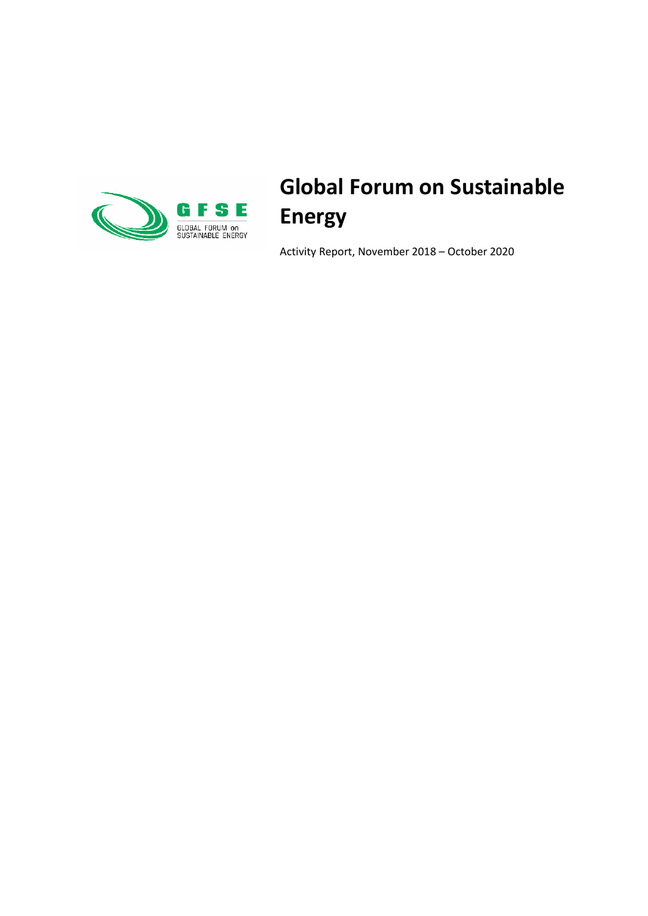# Global Forum on Sustainable Energy

Activity Report, November 2018 – October 2020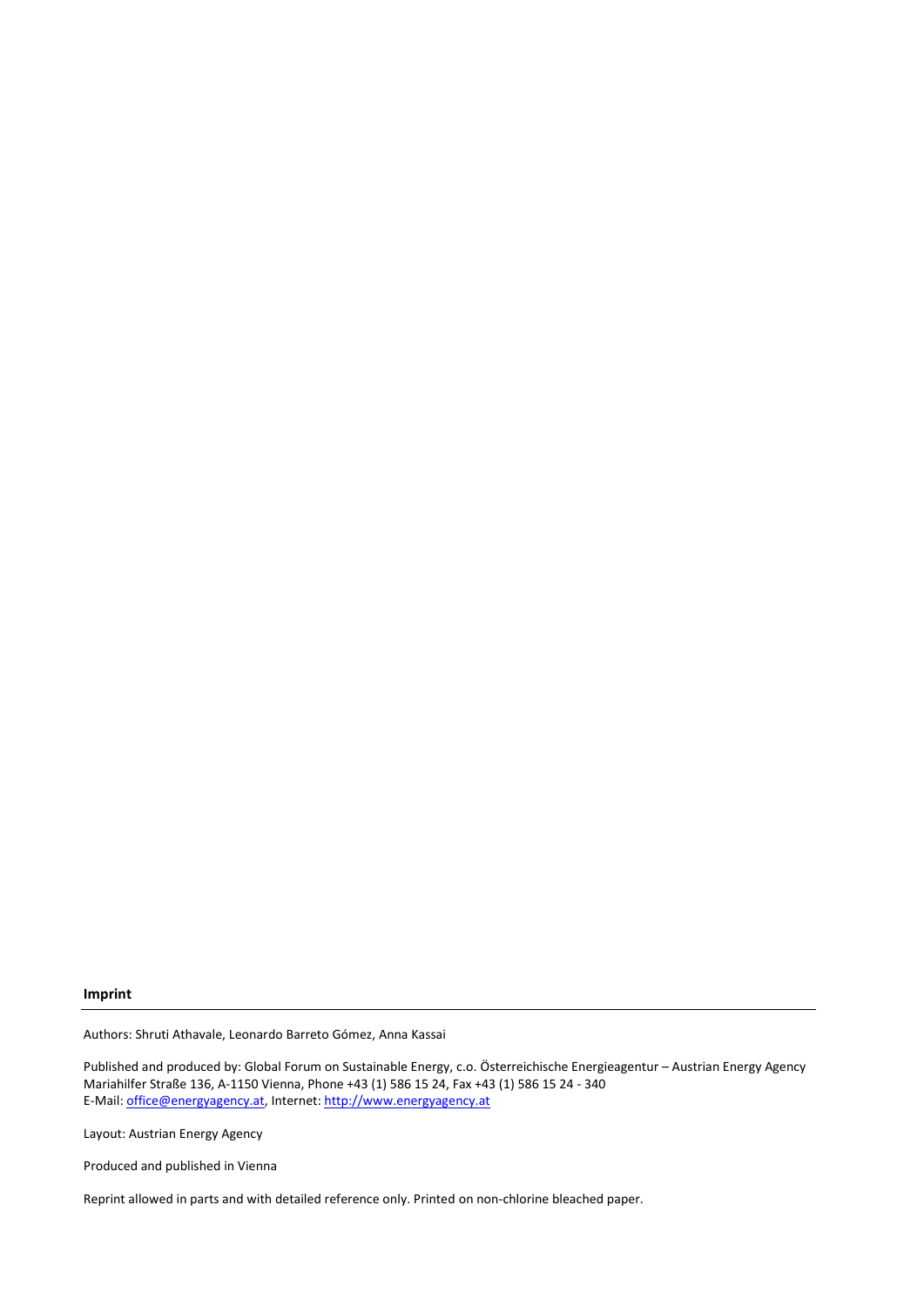**Imprint**

---

Authors: Shruti Athavale, Leonardo Barreto Gómez, Anna Kassai

Published and produced by: Global Forum on Sustainable Energy, c.o. Österreichische Energieagentur – Austrian Energy Agency
Mariahilfer Straße 136, A-1150 Vienna, Phone +43 (1) 586 15 24, Fax +43 (1) 586 15 24 - 340
E-Mail: office@energyagency.at, Internet: http://www.energyagency.at

Layout: Austrian Energy Agency

Produced and published in Vienna

Reprint allowed in parts and with detailed reference only. Printed on non-chlorine bleached paper.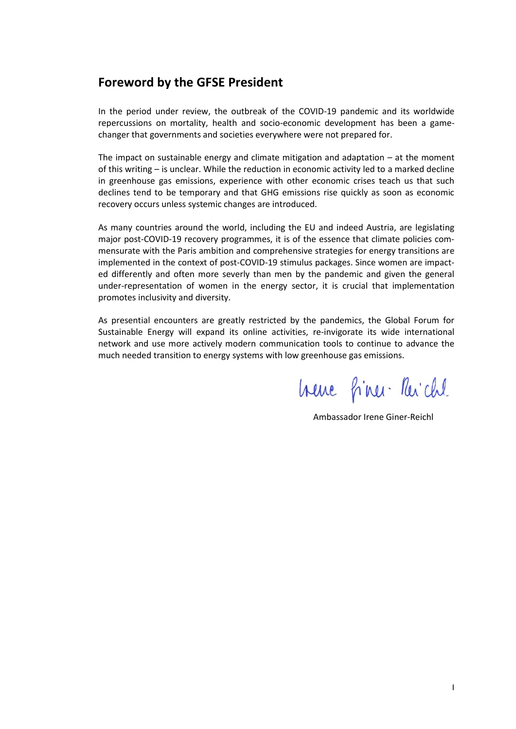## Foreword by the GFSE President

In the period under review, the outbreak of the COVID-19 pandemic and its worldwide repercussions on mortality, health and socio-economic development has been a game-changer that governments and societies everywhere were not prepared for.

The impact on sustainable energy and climate mitigation and adaptation – at the moment of this writing – is unclear. While the reduction in economic activity led to a marked decline in greenhouse gas emissions, experience with other economic crises teach us that such declines tend to be temporary and that GHG emissions rise quickly as soon as economic recovery occurs unless systemic changes are introduced.

As many countries around the world, including the EU and indeed Austria, are legislating major post-COVID-19 recovery programmes, it is of the essence that climate policies commensurate with the Paris ambition and comprehensive strategies for energy transitions are implemented in the context of post-COVID-19 stimulus packages. Since women are impacted differently and often more severly than men by the pandemic and given the general under-representation of women in the energy sector, it is crucial that implementation promotes inclusivity and diversity.

As presential encounters are greatly restricted by the pandemics, the Global Forum for Sustainable Energy will expand its online activities, re-invigorate its wide international network and use more actively modern communication tools to continue to advance the much needed transition to energy systems with low greenhouse gas emissions.

Ambassador Irene Giner-Reichl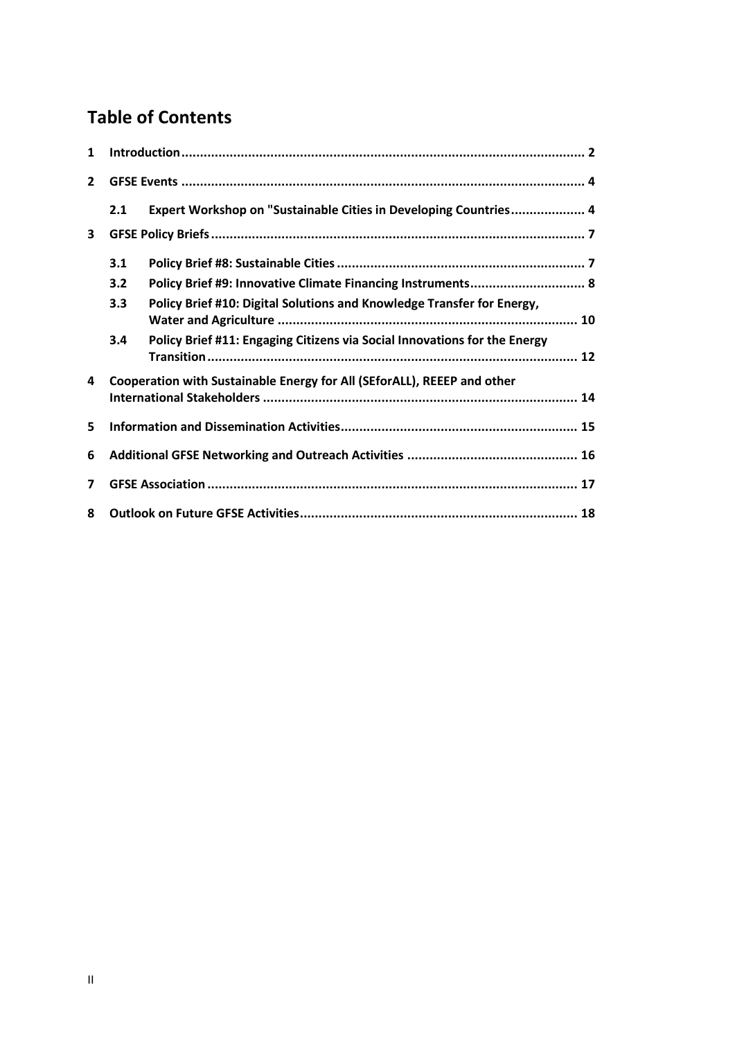# Table of Contents

1 Introduction ... 2

2 GFSE Events ... 4

2.1 Expert Workshop on "Sustainable Cities in Developing Countries ... 4

3 GFSE Policy Briefs ... 7

3.1 Policy Brief #8: Sustainable Cities ... 7

3.2 Policy Brief #9: Innovative Climate Financing Instruments ... 8

3.3 Policy Brief #10: Digital Solutions and Knowledge Transfer for Energy, Water and Agriculture ... 10

3.4 Policy Brief #11: Engaging Citizens via Social Innovations for the Energy Transition ... 12

4 Cooperation with Sustainable Energy for All (SEforALL), REEEP and other International Stakeholders ... 14

5 Information and Dissemination Activities ... 15

6 Additional GFSE Networking and Outreach Activities ... 16

7 GFSE Association ... 17

8 Outlook on Future GFSE Activities ... 18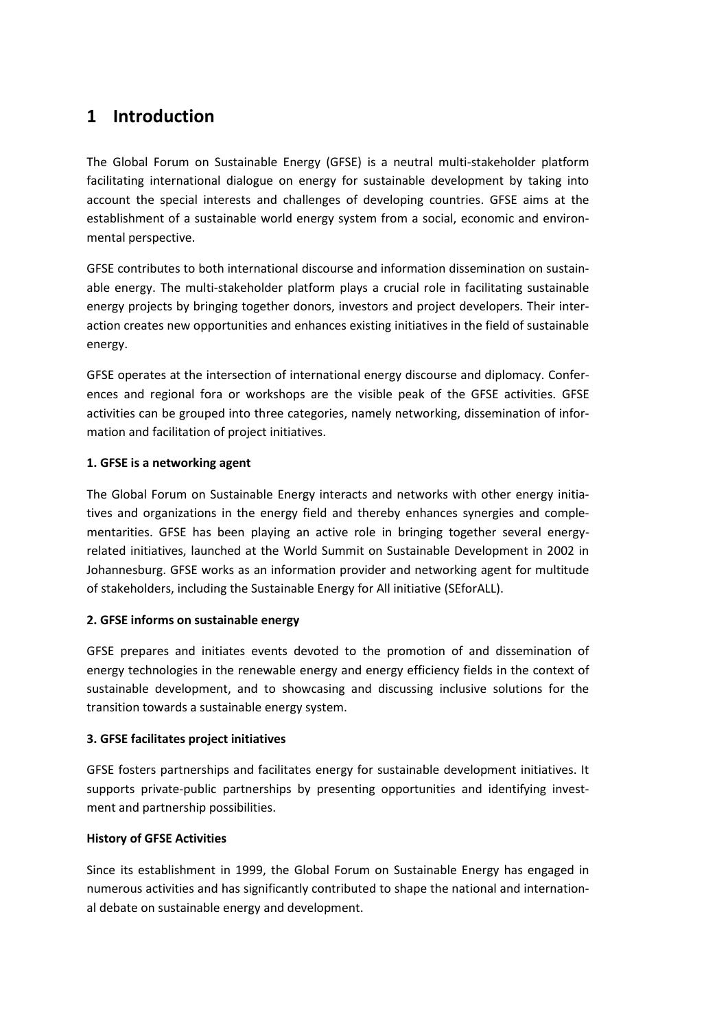# 1 Introduction

The Global Forum on Sustainable Energy (GFSE) is a neutral multi-stakeholder platform facilitating international dialogue on energy for sustainable development by taking into account the special interests and challenges of developing countries. GFSE aims at the establishment of a sustainable world energy system from a social, economic and environmental perspective.

GFSE contributes to both international discourse and information dissemination on sustainable energy. The multi-stakeholder platform plays a crucial role in facilitating sustainable energy projects by bringing together donors, investors and project developers. Their interaction creates new opportunities and enhances existing initiatives in the field of sustainable energy.

GFSE operates at the intersection of international energy discourse and diplomacy. Conferences and regional fora or workshops are the visible peak of the GFSE activities. GFSE activities can be grouped into three categories, namely networking, dissemination of information and facilitation of project initiatives.

**1. GFSE is a networking agent**

The Global Forum on Sustainable Energy interacts and networks with other energy initiatives and organizations in the energy field and thereby enhances synergies and complementarities. GFSE has been playing an active role in bringing together several energy-related initiatives, launched at the World Summit on Sustainable Development in 2002 in Johannesburg. GFSE works as an information provider and networking agent for multitude of stakeholders, including the Sustainable Energy for All initiative (SEforALL).

**2. GFSE informs on sustainable energy**

GFSE prepares and initiates events devoted to the promotion of and dissemination of energy technologies in the renewable energy and energy efficiency fields in the context of sustainable development, and to showcasing and discussing inclusive solutions for the transition towards a sustainable energy system.

**3. GFSE facilitates project initiatives**

GFSE fosters partnerships and facilitates energy for sustainable development initiatives. It supports private-public partnerships by presenting opportunities and identifying investment and partnership possibilities.

**History of GFSE Activities**

Since its establishment in 1999, the Global Forum on Sustainable Energy has engaged in numerous activities and has significantly contributed to shape the national and international debate on sustainable energy and development.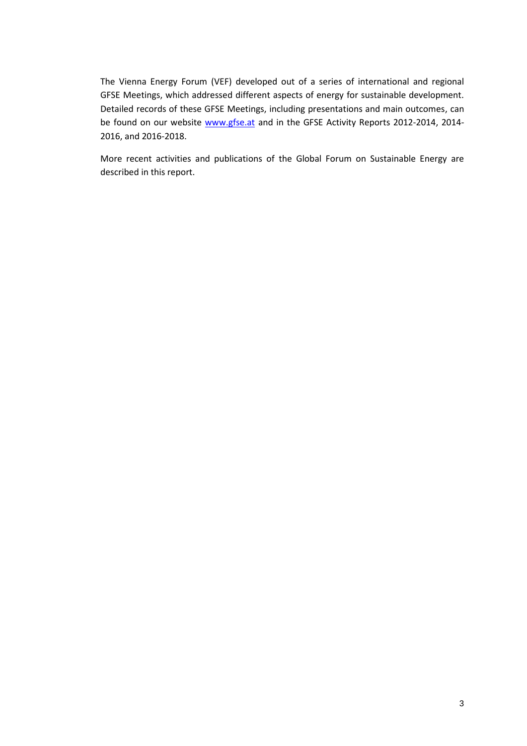The Vienna Energy Forum (VEF) developed out of a series of international and regional GFSE Meetings, which addressed different aspects of energy for sustainable development. Detailed records of these GFSE Meetings, including presentations and main outcomes, can be found on our website [www.gfse.at](http://www.gfse.at) and in the GFSE Activity Reports 2012-2014, 2014-2016, and 2016-2018.

More recent activities and publications of the Global Forum on Sustainable Energy are described in this report.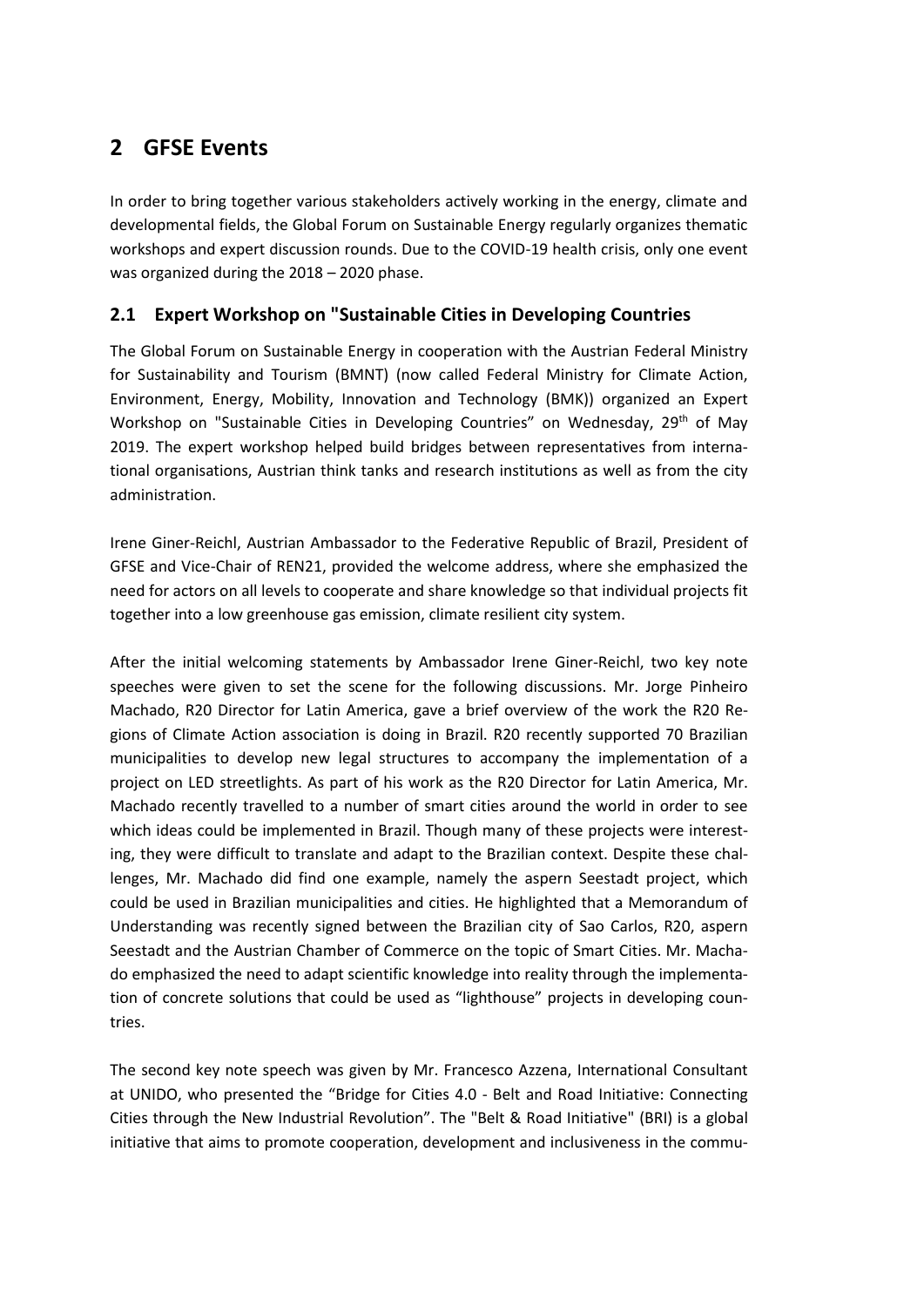# 2 GFSE Events

In order to bring together various stakeholders actively working in the energy, climate and developmental fields, the Global Forum on Sustainable Energy regularly organizes thematic workshops and expert discussion rounds. Due to the COVID-19 health crisis, only one event was organized during the 2018 – 2020 phase.

## 2.1 Expert Workshop on "Sustainable Cities in Developing Countries

The Global Forum on Sustainable Energy in cooperation with the Austrian Federal Ministry for Sustainability and Tourism (BMNT) (now called Federal Ministry for Climate Action, Environment, Energy, Mobility, Innovation and Technology (BMK)) organized an Expert Workshop on "Sustainable Cities in Developing Countries" on Wednesday, 29th of May 2019. The expert workshop helped build bridges between representatives from international organisations, Austrian think tanks and research institutions as well as from the city administration.

Irene Giner-Reichl, Austrian Ambassador to the Federative Republic of Brazil, President of GFSE and Vice-Chair of REN21, provided the welcome address, where she emphasized the need for actors on all levels to cooperate and share knowledge so that individual projects fit together into a low greenhouse gas emission, climate resilient city system.

After the initial welcoming statements by Ambassador Irene Giner-Reichl, two key note speeches were given to set the scene for the following discussions. Mr. Jorge Pinheiro Machado, R20 Director for Latin America, gave a brief overview of the work the R20 Regions of Climate Action association is doing in Brazil. R20 recently supported 70 Brazilian municipalities to develop new legal structures to accompany the implementation of a project on LED streetlights. As part of his work as the R20 Director for Latin America, Mr. Machado recently travelled to a number of smart cities around the world in order to see which ideas could be implemented in Brazil. Though many of these projects were interesting, they were difficult to translate and adapt to the Brazilian context. Despite these challenges, Mr. Machado did find one example, namely the aspern Seestadt project, which could be used in Brazilian municipalities and cities. He highlighted that a Memorandum of Understanding was recently signed between the Brazilian city of Sao Carlos, R20, aspern Seestadt and the Austrian Chamber of Commerce on the topic of Smart Cities. Mr. Machado emphasized the need to adapt scientific knowledge into reality through the implementation of concrete solutions that could be used as "lighthouse" projects in developing countries.

The second key note speech was given by Mr. Francesco Azzena, International Consultant at UNIDO, who presented the "Bridge for Cities 4.0 - Belt and Road Initiative: Connecting Cities through the New Industrial Revolution". The "Belt & Road Initiative" (BRI) is a global initiative that aims to promote cooperation, development and inclusiveness in the commu-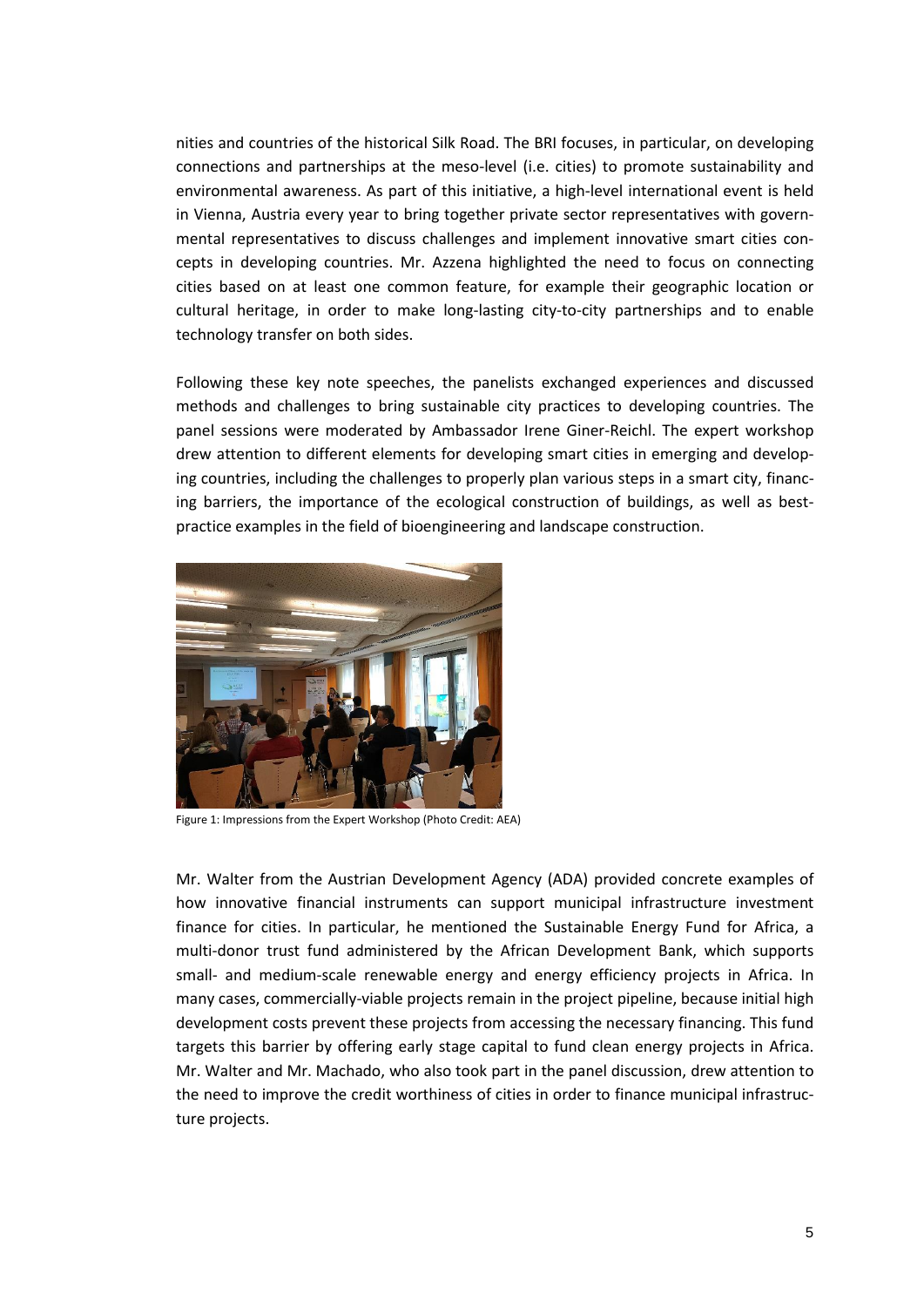nities and countries of the historical Silk Road. The BRI focuses, in particular, on developing connections and partnerships at the meso-level (i.e. cities) to promote sustainability and environmental awareness. As part of this initiative, a high-level international event is held in Vienna, Austria every year to bring together private sector representatives with governmental representatives to discuss challenges and implement innovative smart cities concepts in developing countries. Mr. Azzena highlighted the need to focus on connecting cities based on at least one common feature, for example their geographic location or cultural heritage, in order to make long-lasting city-to-city partnerships and to enable technology transfer on both sides.

Following these key note speeches, the panelists exchanged experiences and discussed methods and challenges to bring sustainable city practices to developing countries. The panel sessions were moderated by Ambassador Irene Giner-Reichl. The expert workshop drew attention to different elements for developing smart cities in emerging and developing countries, including the challenges to properly plan various steps in a smart city, financing barriers, the importance of the ecological construction of buildings, as well as best-practice examples in the field of bioengineering and landscape construction.

Figure 1: Impressions from the Expert Workshop (Photo Credit: AEA)

Mr. Walter from the Austrian Development Agency (ADA) provided concrete examples of how innovative financial instruments can support municipal infrastructure investment finance for cities. In particular, he mentioned the Sustainable Energy Fund for Africa, a multi-donor trust fund administered by the African Development Bank, which supports small- and medium-scale renewable energy and energy efficiency projects in Africa. In many cases, commercially-viable projects remain in the project pipeline, because initial high development costs prevent these projects from accessing the necessary financing. This fund targets this barrier by offering early stage capital to fund clean energy projects in Africa. Mr. Walter and Mr. Machado, who also took part in the panel discussion, drew attention to the need to improve the credit worthiness of cities in order to finance municipal infrastructure projects.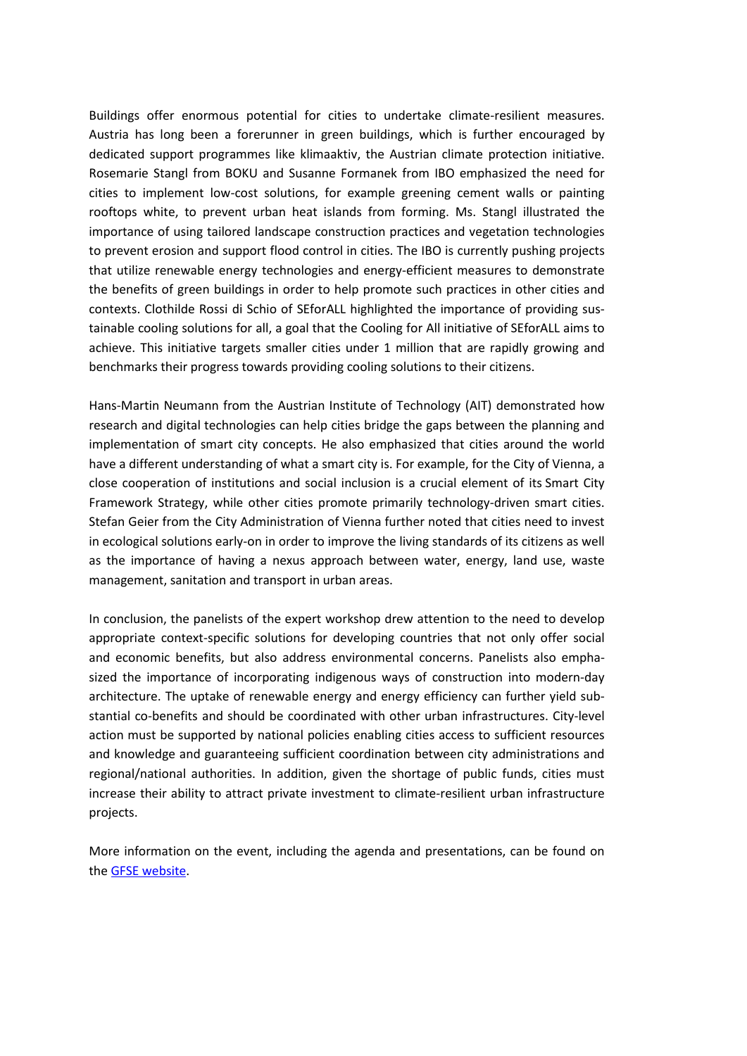Buildings offer enormous potential for cities to undertake climate-resilient measures. Austria has long been a forerunner in green buildings, which is further encouraged by dedicated support programmes like klimaaktiv, the Austrian climate protection initiative. Rosemarie Stangl from BOKU and Susanne Formanek from IBO emphasized the need for cities to implement low-cost solutions, for example greening cement walls or painting rooftops white, to prevent urban heat islands from forming. Ms. Stangl illustrated the importance of using tailored landscape construction practices and vegetation technologies to prevent erosion and support flood control in cities. The IBO is currently pushing projects that utilize renewable energy technologies and energy-efficient measures to demonstrate the benefits of green buildings in order to help promote such practices in other cities and contexts. Clothilde Rossi di Schio of SEforALL highlighted the importance of providing sustainable cooling solutions for all, a goal that the Cooling for All initiative of SEforALL aims to achieve. This initiative targets smaller cities under 1 million that are rapidly growing and benchmarks their progress towards providing cooling solutions to their citizens.

Hans-Martin Neumann from the Austrian Institute of Technology (AIT) demonstrated how research and digital technologies can help cities bridge the gaps between the planning and implementation of smart city concepts. He also emphasized that cities around the world have a different understanding of what a smart city is. For example, for the City of Vienna, a close cooperation of institutions and social inclusion is a crucial element of its Smart City Framework Strategy, while other cities promote primarily technology-driven smart cities. Stefan Geier from the City Administration of Vienna further noted that cities need to invest in ecological solutions early-on in order to improve the living standards of its citizens as well as the importance of having a nexus approach between water, energy, land use, waste management, sanitation and transport in urban areas.

In conclusion, the panelists of the expert workshop drew attention to the need to develop appropriate context-specific solutions for developing countries that not only offer social and economic benefits, but also address environmental concerns. Panelists also emphasized the importance of incorporating indigenous ways of construction into modern-day architecture. The uptake of renewable energy and energy efficiency can further yield substantial co-benefits and should be coordinated with other urban infrastructures. City-level action must be supported by national policies enabling cities access to sufficient resources and knowledge and guaranteeing sufficient coordination between city administrations and regional/national authorities. In addition, given the shortage of public funds, cities must increase their ability to attract private investment to climate-resilient urban infrastructure projects.

More information on the event, including the agenda and presentations, can be found on the GFSE website.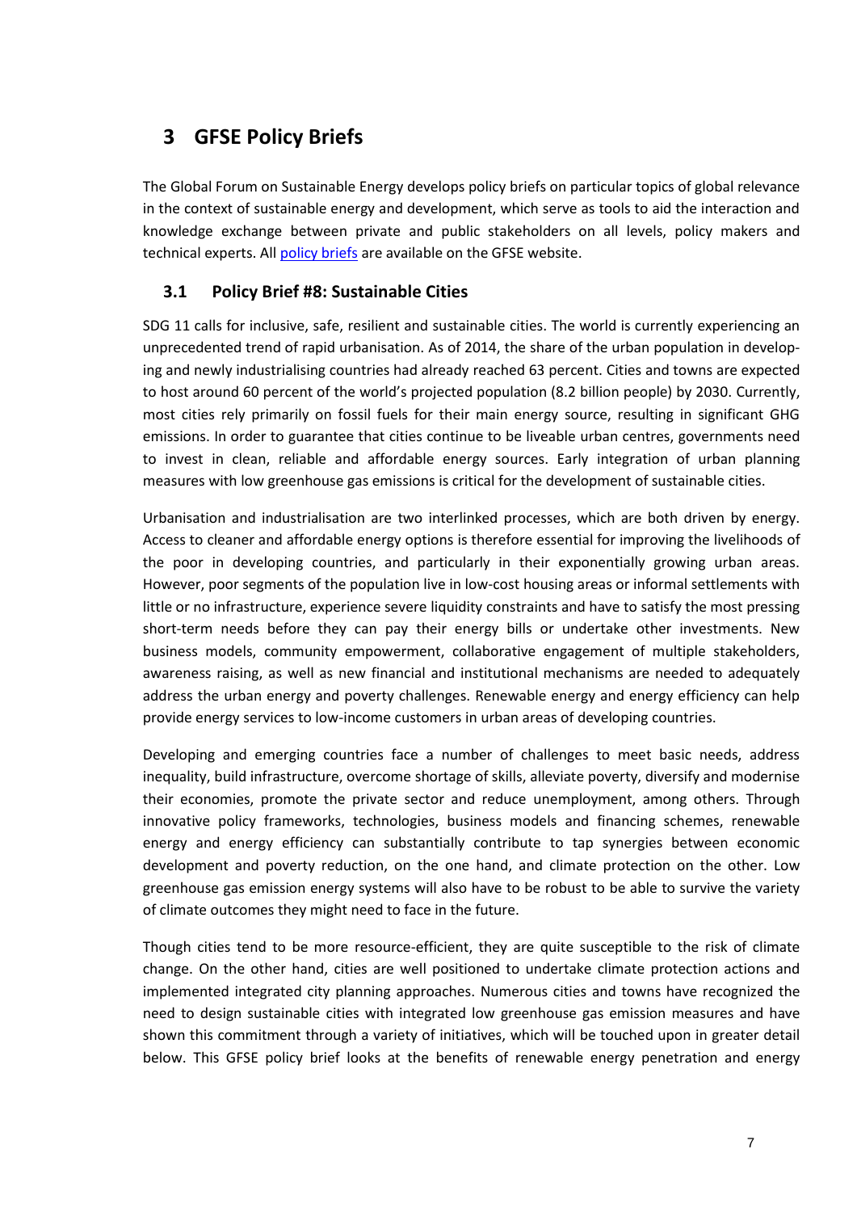# 3 GFSE Policy Briefs

The Global Forum on Sustainable Energy develops policy briefs on particular topics of global relevance in the context of sustainable energy and development, which serve as tools to aid the interaction and knowledge exchange between private and public stakeholders on all levels, policy makers and technical experts. All policy briefs are available on the GFSE website.

## 3.1 Policy Brief #8: Sustainable Cities

SDG 11 calls for inclusive, safe, resilient and sustainable cities. The world is currently experiencing an unprecedented trend of rapid urbanisation. As of 2014, the share of the urban population in developing and newly industrialising countries had already reached 63 percent. Cities and towns are expected to host around 60 percent of the world's projected population (8.2 billion people) by 2030. Currently, most cities rely primarily on fossil fuels for their main energy source, resulting in significant GHG emissions. In order to guarantee that cities continue to be liveable urban centres, governments need to invest in clean, reliable and affordable energy sources. Early integration of urban planning measures with low greenhouse gas emissions is critical for the development of sustainable cities.

Urbanisation and industrialisation are two interlinked processes, which are both driven by energy. Access to cleaner and affordable energy options is therefore essential for improving the livelihoods of the poor in developing countries, and particularly in their exponentially growing urban areas. However, poor segments of the population live in low-cost housing areas or informal settlements with little or no infrastructure, experience severe liquidity constraints and have to satisfy the most pressing short-term needs before they can pay their energy bills or undertake other investments. New business models, community empowerment, collaborative engagement of multiple stakeholders, awareness raising, as well as new financial and institutional mechanisms are needed to adequately address the urban energy and poverty challenges. Renewable energy and energy efficiency can help provide energy services to low-income customers in urban areas of developing countries.

Developing and emerging countries face a number of challenges to meet basic needs, address inequality, build infrastructure, overcome shortage of skills, alleviate poverty, diversify and modernise their economies, promote the private sector and reduce unemployment, among others. Through innovative policy frameworks, technologies, business models and financing schemes, renewable energy and energy efficiency can substantially contribute to tap synergies between economic development and poverty reduction, on the one hand, and climate protection on the other. Low greenhouse gas emission energy systems will also have to be robust to be able to survive the variety of climate outcomes they might need to face in the future.

Though cities tend to be more resource-efficient, they are quite susceptible to the risk of climate change. On the other hand, cities are well positioned to undertake climate protection actions and implemented integrated city planning approaches. Numerous cities and towns have recognized the need to design sustainable cities with integrated low greenhouse gas emission measures and have shown this commitment through a variety of initiatives, which will be touched upon in greater detail below. This GFSE policy brief looks at the benefits of renewable energy penetration and energy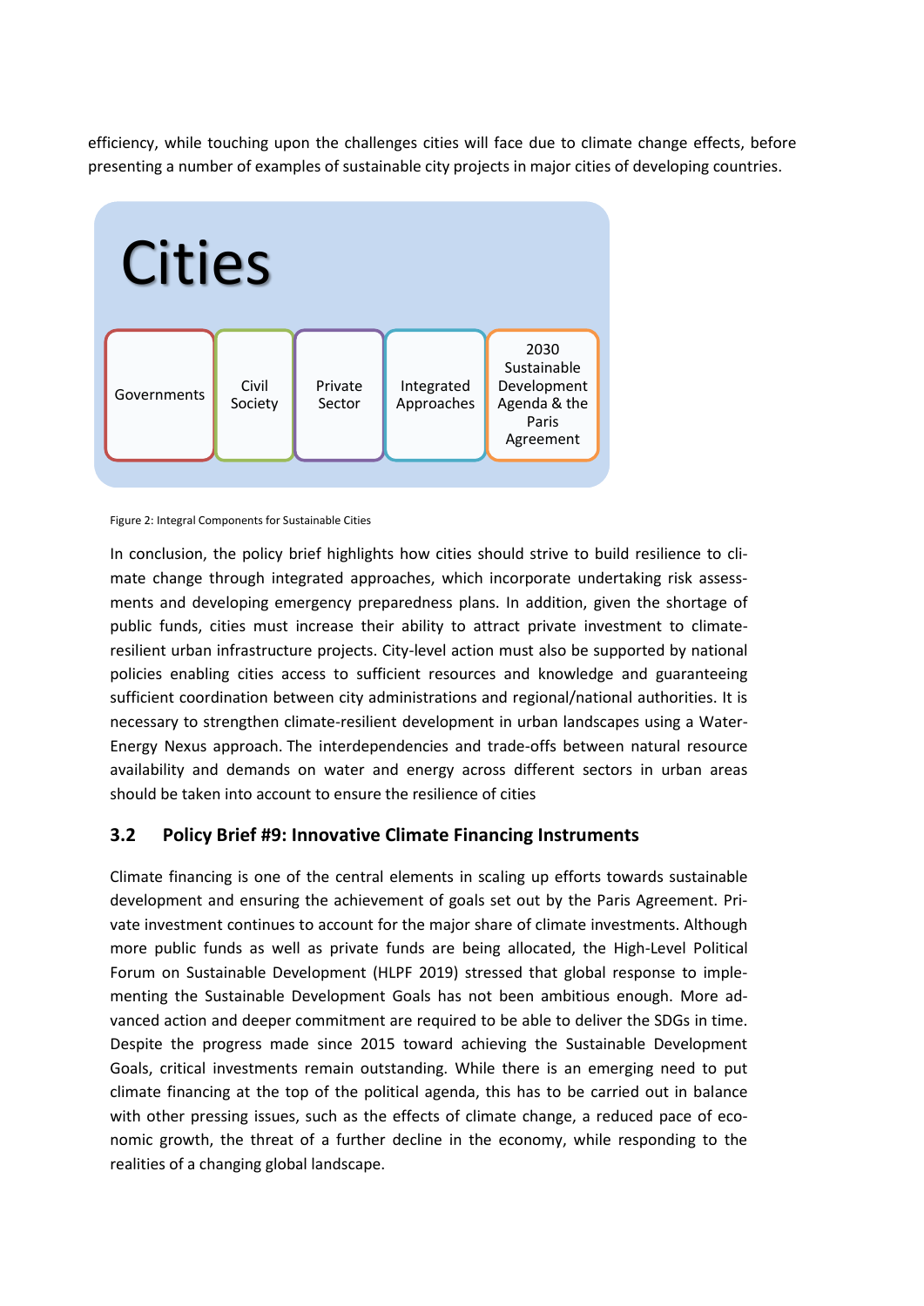efficiency, while touching upon the challenges cities will face due to climate change effects, before presenting a number of examples of sustainable city projects in major cities of developing countries.

Cities

Governments | Civil Society | Private Sector | Integrated Approaches | 2030 Sustainable Development Agenda & the Paris Agreement

Figure 2: Integral Components for Sustainable Cities

In conclusion, the policy brief highlights how cities should strive to build resilience to climate change through integrated approaches, which incorporate undertaking risk assessments and developing emergency preparedness plans. In addition, given the shortage of public funds, cities must increase their ability to attract private investment to climate-resilient urban infrastructure projects. City-level action must also be supported by national policies enabling cities access to sufficient resources and knowledge and guaranteeing sufficient coordination between city administrations and regional/national authorities. It is necessary to strengthen climate-resilient development in urban landscapes using a Water-Energy Nexus approach. The interdependencies and trade-offs between natural resource availability and demands on water and energy across different sectors in urban areas should be taken into account to ensure the resilience of cities

## 3.2 Policy Brief #9: Innovative Climate Financing Instruments

Climate financing is one of the central elements in scaling up efforts towards sustainable development and ensuring the achievement of goals set out by the Paris Agreement. Private investment continues to account for the major share of climate investments. Although more public funds as well as private funds are being allocated, the High-Level Political Forum on Sustainable Development (HLPF 2019) stressed that global response to implementing the Sustainable Development Goals has not been ambitious enough. More advanced action and deeper commitment are required to be able to deliver the SDGs in time. Despite the progress made since 2015 toward achieving the Sustainable Development Goals, critical investments remain outstanding. While there is an emerging need to put climate financing at the top of the political agenda, this has to be carried out in balance with other pressing issues, such as the effects of climate change, a reduced pace of economic growth, the threat of a further decline in the economy, while responding to the realities of a changing global landscape.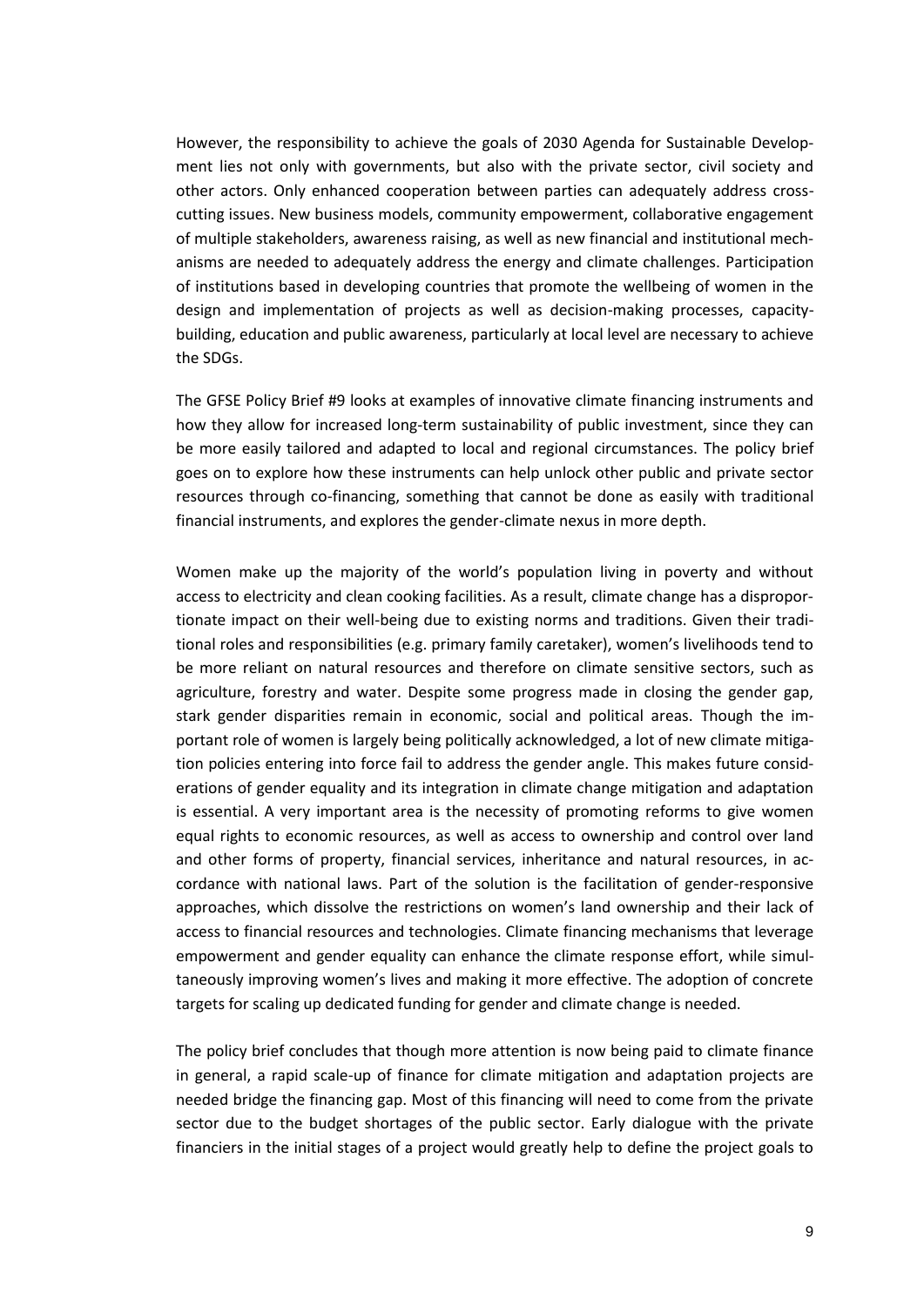However, the responsibility to achieve the goals of 2030 Agenda for Sustainable Development lies not only with governments, but also with the private sector, civil society and other actors. Only enhanced cooperation between parties can adequately address cross-cutting issues. New business models, community empowerment, collaborative engagement of multiple stakeholders, awareness raising, as well as new financial and institutional mechanisms are needed to adequately address the energy and climate challenges. Participation of institutions based in developing countries that promote the wellbeing of women in the design and implementation of projects as well as decision-making processes, capacity-building, education and public awareness, particularly at local level are necessary to achieve the SDGs.

The GFSE Policy Brief #9 looks at examples of innovative climate financing instruments and how they allow for increased long-term sustainability of public investment, since they can be more easily tailored and adapted to local and regional circumstances. The policy brief goes on to explore how these instruments can help unlock other public and private sector resources through co-financing, something that cannot be done as easily with traditional financial instruments, and explores the gender-climate nexus in more depth.

Women make up the majority of the world's population living in poverty and without access to electricity and clean cooking facilities. As a result, climate change has a disproportionate impact on their well-being due to existing norms and traditions. Given their traditional roles and responsibilities (e.g. primary family caretaker), women's livelihoods tend to be more reliant on natural resources and therefore on climate sensitive sectors, such as agriculture, forestry and water. Despite some progress made in closing the gender gap, stark gender disparities remain in economic, social and political areas. Though the important role of women is largely being politically acknowledged, a lot of new climate mitigation policies entering into force fail to address the gender angle. This makes future considerations of gender equality and its integration in climate change mitigation and adaptation is essential. A very important area is the necessity of promoting reforms to give women equal rights to economic resources, as well as access to ownership and control over land and other forms of property, financial services, inheritance and natural resources, in accordance with national laws. Part of the solution is the facilitation of gender-responsive approaches, which dissolve the restrictions on women's land ownership and their lack of access to financial resources and technologies. Climate financing mechanisms that leverage empowerment and gender equality can enhance the climate response effort, while simultaneously improving women's lives and making it more effective. The adoption of concrete targets for scaling up dedicated funding for gender and climate change is needed.

The policy brief concludes that though more attention is now being paid to climate finance in general, a rapid scale-up of finance for climate mitigation and adaptation projects are needed bridge the financing gap. Most of this financing will need to come from the private sector due to the budget shortages of the public sector. Early dialogue with the private financiers in the initial stages of a project would greatly help to define the project goals to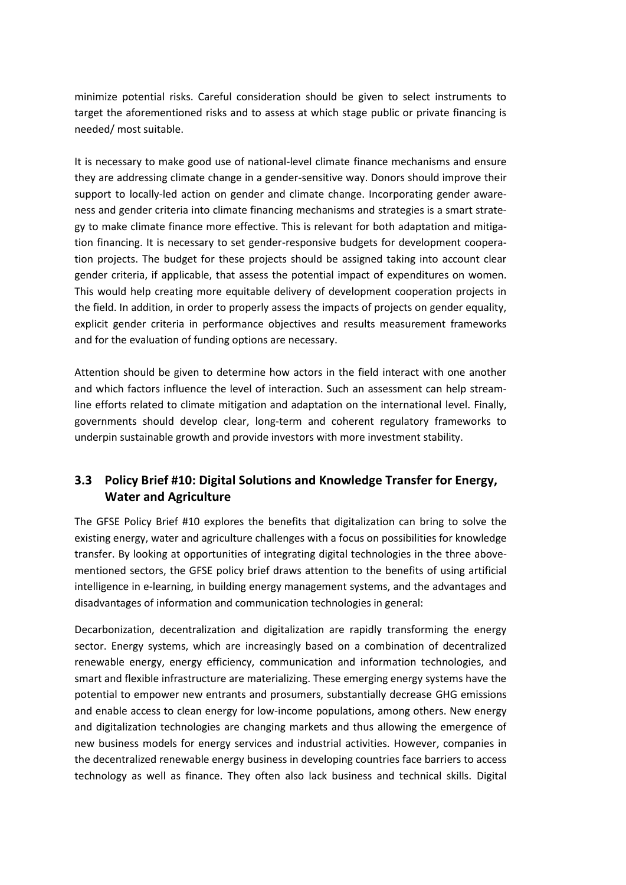minimize potential risks. Careful consideration should be given to select instruments to target the aforementioned risks and to assess at which stage public or private financing is needed/ most suitable.

It is necessary to make good use of national-level climate finance mechanisms and ensure they are addressing climate change in a gender-sensitive way. Donors should improve their support to locally-led action on gender and climate change. Incorporating gender awareness and gender criteria into climate financing mechanisms and strategies is a smart strategy to make climate finance more effective. This is relevant for both adaptation and mitigation financing. It is necessary to set gender-responsive budgets for development cooperation projects. The budget for these projects should be assigned taking into account clear gender criteria, if applicable, that assess the potential impact of expenditures on women. This would help creating more equitable delivery of development cooperation projects in the field. In addition, in order to properly assess the impacts of projects on gender equality, explicit gender criteria in performance objectives and results measurement frameworks and for the evaluation of funding options are necessary.

Attention should be given to determine how actors in the field interact with one another and which factors influence the level of interaction. Such an assessment can help streamline efforts related to climate mitigation and adaptation on the international level. Finally, governments should develop clear, long-term and coherent regulatory frameworks to underpin sustainable growth and provide investors with more investment stability.

## 3.3 Policy Brief #10: Digital Solutions and Knowledge Transfer for Energy, Water and Agriculture

The GFSE Policy Brief #10 explores the benefits that digitalization can bring to solve the existing energy, water and agriculture challenges with a focus on possibilities for knowledge transfer. By looking at opportunities of integrating digital technologies in the three above-mentioned sectors, the GFSE policy brief draws attention to the benefits of using artificial intelligence in e-learning, in building energy management systems, and the advantages and disadvantages of information and communication technologies in general:

Decarbonization, decentralization and digitalization are rapidly transforming the energy sector. Energy systems, which are increasingly based on a combination of decentralized renewable energy, energy efficiency, communication and information technologies, and smart and flexible infrastructure are materializing. These emerging energy systems have the potential to empower new entrants and prosumers, substantially decrease GHG emissions and enable access to clean energy for low-income populations, among others. New energy and digitalization technologies are changing markets and thus allowing the emergence of new business models for energy services and industrial activities. However, companies in the decentralized renewable energy business in developing countries face barriers to access technology as well as finance. They often also lack business and technical skills. Digital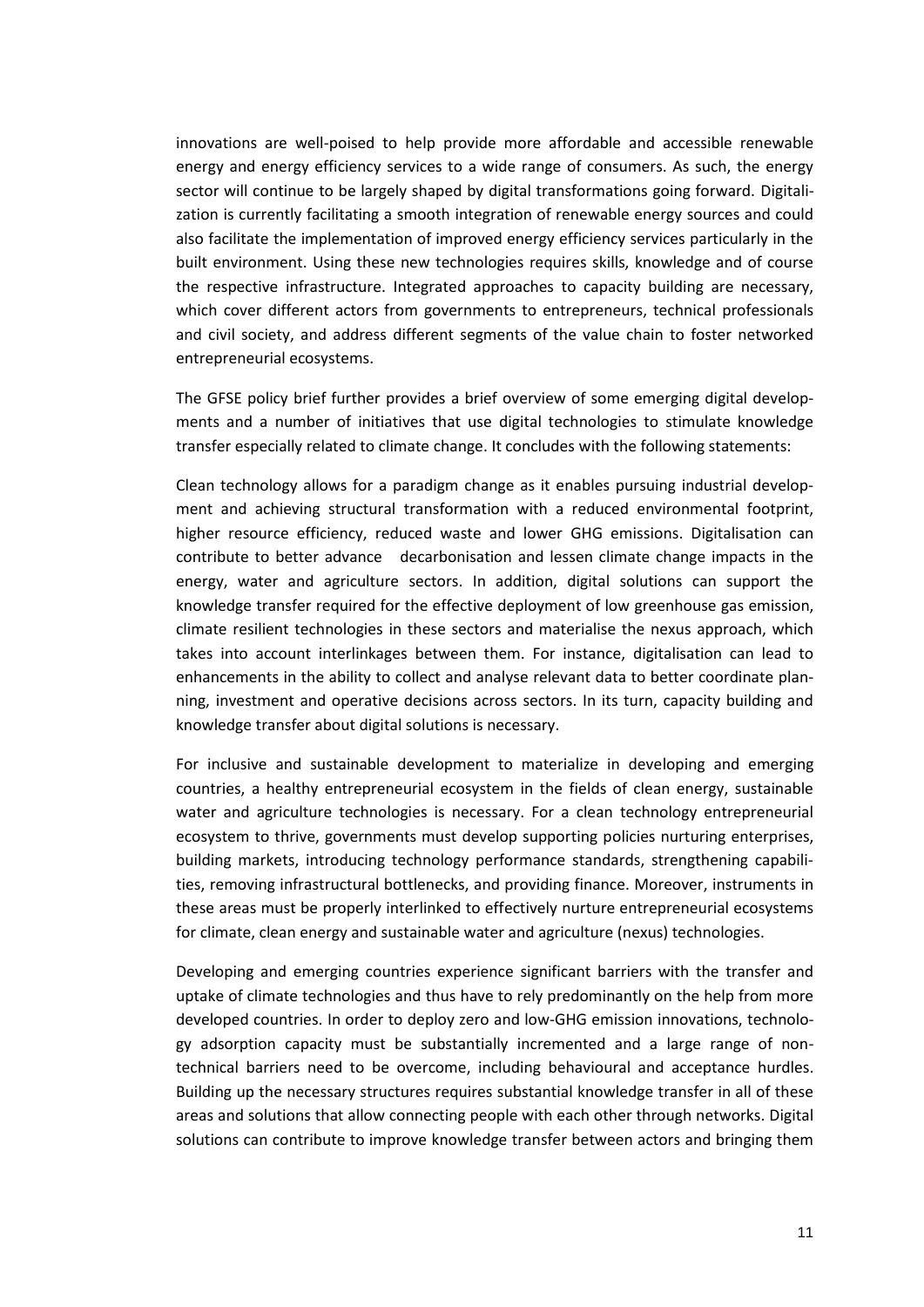innovations are well-poised to help provide more affordable and accessible renewable energy and energy efficiency services to a wide range of consumers. As such, the energy sector will continue to be largely shaped by digital transformations going forward. Digitalization is currently facilitating a smooth integration of renewable energy sources and could also facilitate the implementation of improved energy efficiency services particularly in the built environment. Using these new technologies requires skills, knowledge and of course the respective infrastructure. Integrated approaches to capacity building are necessary, which cover different actors from governments to entrepreneurs, technical professionals and civil society, and address different segments of the value chain to foster networked entrepreneurial ecosystems.

The GFSE policy brief further provides a brief overview of some emerging digital developments and a number of initiatives that use digital technologies to stimulate knowledge transfer especially related to climate change. It concludes with the following statements:

Clean technology allows for a paradigm change as it enables pursuing industrial development and achieving structural transformation with a reduced environmental footprint, higher resource efficiency, reduced waste and lower GHG emissions. Digitalisation can contribute to better advance decarbonisation and lessen climate change impacts in the energy, water and agriculture sectors. In addition, digital solutions can support the knowledge transfer required for the effective deployment of low greenhouse gas emission, climate resilient technologies in these sectors and materialise the nexus approach, which takes into account interlinkages between them. For instance, digitalisation can lead to enhancements in the ability to collect and analyse relevant data to better coordinate planning, investment and operative decisions across sectors. In its turn, capacity building and knowledge transfer about digital solutions is necessary.

For inclusive and sustainable development to materialize in developing and emerging countries, a healthy entrepreneurial ecosystem in the fields of clean energy, sustainable water and agriculture technologies is necessary. For a clean technology entrepreneurial ecosystem to thrive, governments must develop supporting policies nurturing enterprises, building markets, introducing technology performance standards, strengthening capabilities, removing infrastructural bottlenecks, and providing finance. Moreover, instruments in these areas must be properly interlinked to effectively nurture entrepreneurial ecosystems for climate, clean energy and sustainable water and agriculture (nexus) technologies.

Developing and emerging countries experience significant barriers with the transfer and uptake of climate technologies and thus have to rely predominantly on the help from more developed countries. In order to deploy zero and low-GHG emission innovations, technology adsorption capacity must be substantially incremented and a large range of non-technical barriers need to be overcome, including behavioural and acceptance hurdles. Building up the necessary structures requires substantial knowledge transfer in all of these areas and solutions that allow connecting people with each other through networks. Digital solutions can contribute to improve knowledge transfer between actors and bringing them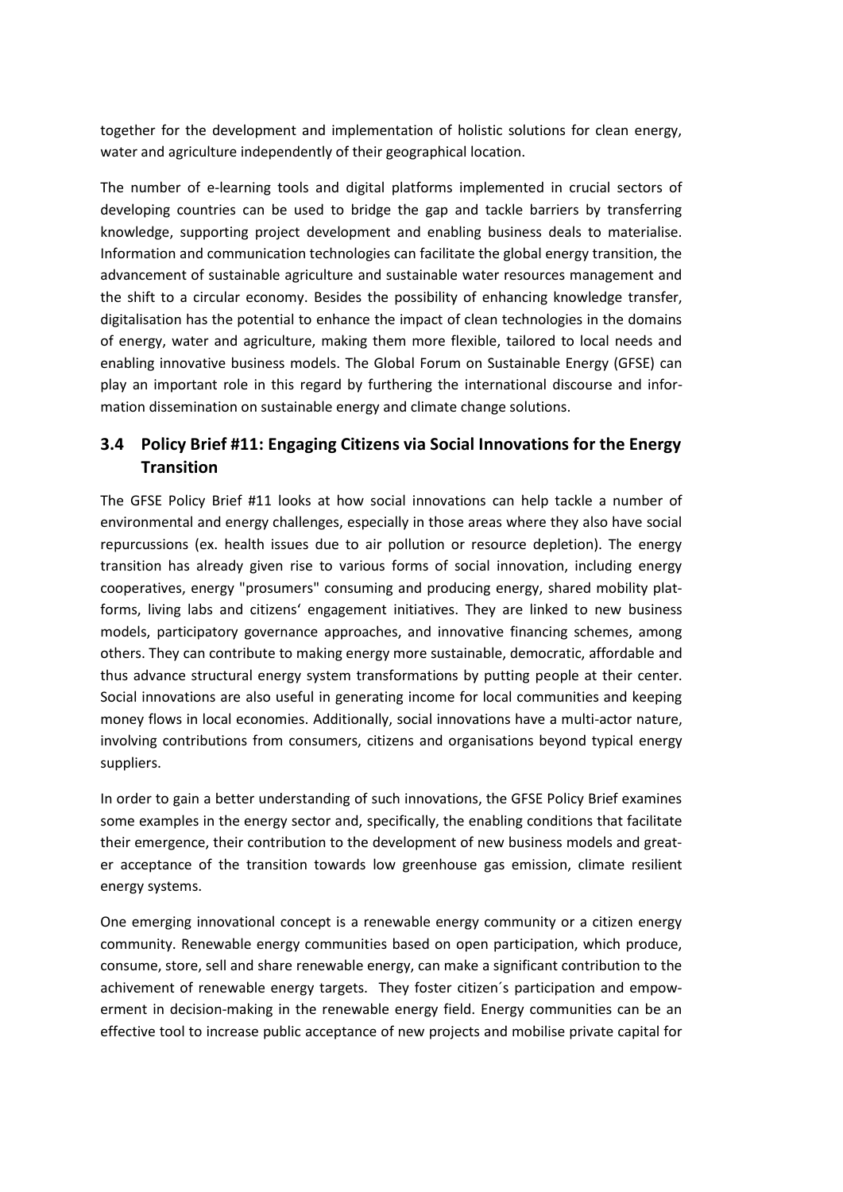together for the development and implementation of holistic solutions for clean energy, water and agriculture independently of their geographical location.

The number of e-learning tools and digital platforms implemented in crucial sectors of developing countries can be used to bridge the gap and tackle barriers by transferring knowledge, supporting project development and enabling business deals to materialise. Information and communication technologies can facilitate the global energy transition, the advancement of sustainable agriculture and sustainable water resources management and the shift to a circular economy. Besides the possibility of enhancing knowledge transfer, digitalisation has the potential to enhance the impact of clean technologies in the domains of energy, water and agriculture, making them more flexible, tailored to local needs and enabling innovative business models. The Global Forum on Sustainable Energy (GFSE) can play an important role in this regard by furthering the international discourse and information dissemination on sustainable energy and climate change solutions.

## 3.4 Policy Brief #11: Engaging Citizens via Social Innovations for the Energy Transition

The GFSE Policy Brief #11 looks at how social innovations can help tackle a number of environmental and energy challenges, especially in those areas where they also have social repurcussions (ex. health issues due to air pollution or resource depletion). The energy transition has already given rise to various forms of social innovation, including energy cooperatives, energy "prosumers" consuming and producing energy, shared mobility platforms, living labs and citizens' engagement initiatives. They are linked to new business models, participatory governance approaches, and innovative financing schemes, among others. They can contribute to making energy more sustainable, democratic, affordable and thus advance structural energy system transformations by putting people at their center. Social innovations are also useful in generating income for local communities and keeping money flows in local economies. Additionally, social innovations have a multi-actor nature, involving contributions from consumers, citizens and organisations beyond typical energy suppliers.

In order to gain a better understanding of such innovations, the GFSE Policy Brief examines some examples in the energy sector and, specifically, the enabling conditions that facilitate their emergence, their contribution to the development of new business models and greater acceptance of the transition towards low greenhouse gas emission, climate resilient energy systems.

One emerging innovational concept is a renewable energy community or a citizen energy community. Renewable energy communities based on open participation, which produce, consume, store, sell and share renewable energy, can make a significant contribution to the achivement of renewable energy targets. They foster citizen´s participation and empowerment in decision-making in the renewable energy field. Energy communities can be an effective tool to increase public acceptance of new projects and mobilise private capital for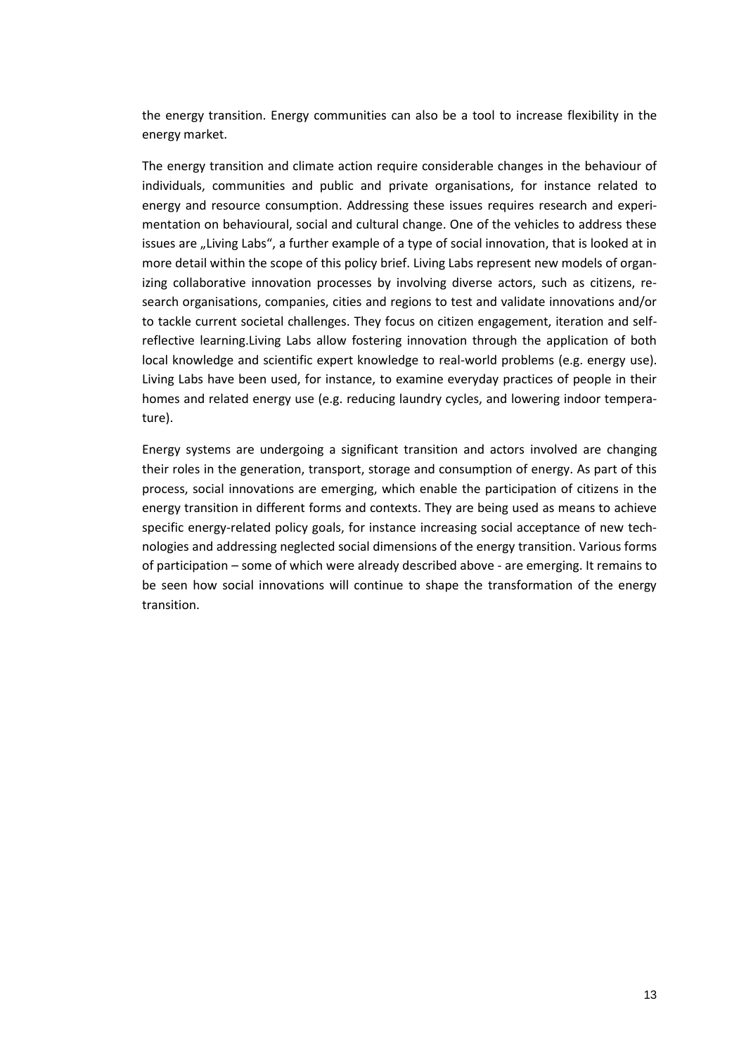the energy transition. Energy communities can also be a tool to increase flexibility in the energy market.

The energy transition and climate action require considerable changes in the behaviour of individuals, communities and public and private organisations, for instance related to energy and resource consumption. Addressing these issues requires research and experimentation on behavioural, social and cultural change. One of the vehicles to address these issues are „Living Labs", a further example of a type of social innovation, that is looked at in more detail within the scope of this policy brief. Living Labs represent new models of organizing collaborative innovation processes by involving diverse actors, such as citizens, research organisations, companies, cities and regions to test and validate innovations and/or to tackle current societal challenges. They focus on citizen engagement, iteration and self-reflective learning.Living Labs allow fostering innovation through the application of both local knowledge and scientific expert knowledge to real-world problems (e.g. energy use). Living Labs have been used, for instance, to examine everyday practices of people in their homes and related energy use (e.g. reducing laundry cycles, and lowering indoor temperature).

Energy systems are undergoing a significant transition and actors involved are changing their roles in the generation, transport, storage and consumption of energy. As part of this process, social innovations are emerging, which enable the participation of citizens in the energy transition in different forms and contexts. They are being used as means to achieve specific energy-related policy goals, for instance increasing social acceptance of new technologies and addressing neglected social dimensions of the energy transition. Various forms of participation – some of which were already described above - are emerging. It remains to be seen how social innovations will continue to shape the transformation of the energy transition.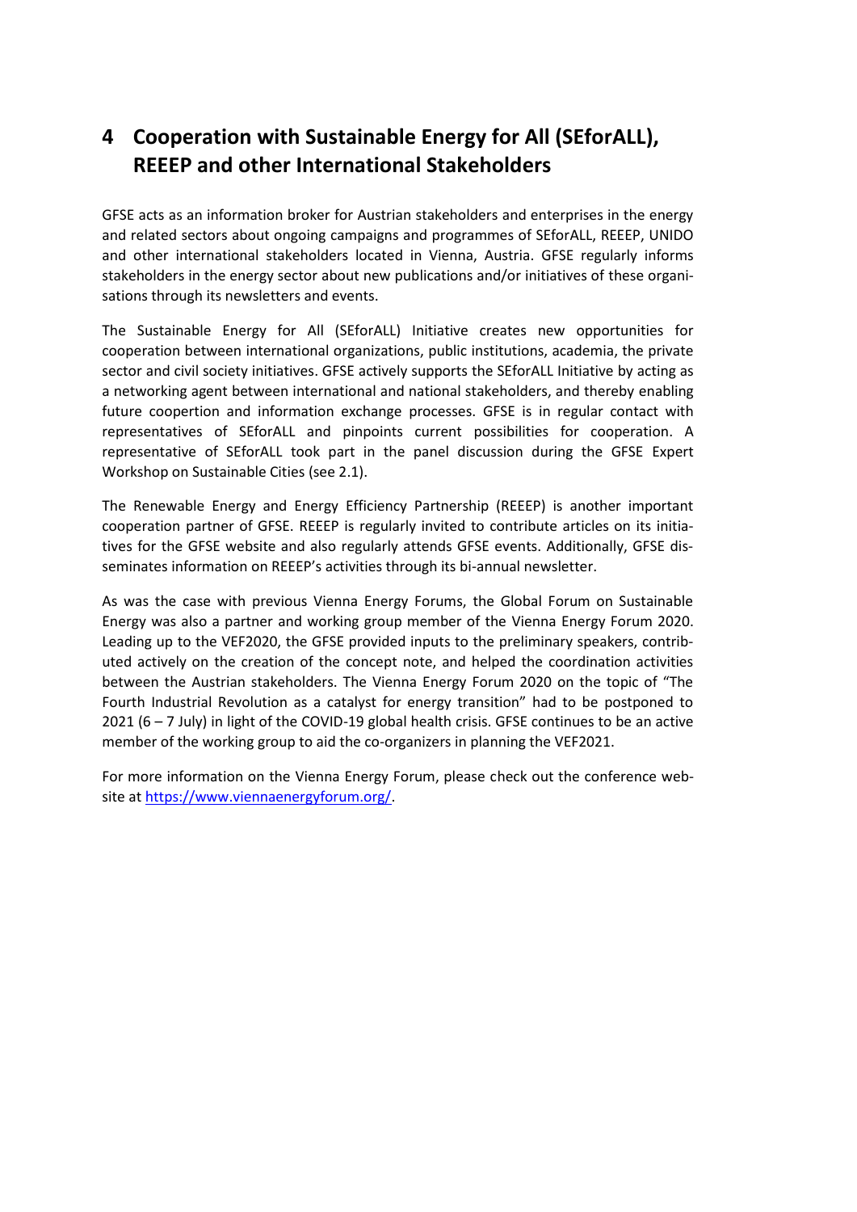# 4 Cooperation with Sustainable Energy for All (SEforALL), REEEP and other International Stakeholders

GFSE acts as an information broker for Austrian stakeholders and enterprises in the energy and related sectors about ongoing campaigns and programmes of SEforALL, REEEP, UNIDO and other international stakeholders located in Vienna, Austria. GFSE regularly informs stakeholders in the energy sector about new publications and/or initiatives of these organisations through its newsletters and events.

The Sustainable Energy for All (SEforALL) Initiative creates new opportunities for cooperation between international organizations, public institutions, academia, the private sector and civil society initiatives. GFSE actively supports the SEforALL Initiative by acting as a networking agent between international and national stakeholders, and thereby enabling future coopertion and information exchange processes. GFSE is in regular contact with representatives of SEforALL and pinpoints current possibilities for cooperation. A representative of SEforALL took part in the panel discussion during the GFSE Expert Workshop on Sustainable Cities (see 2.1).

The Renewable Energy and Energy Efficiency Partnership (REEEP) is another important cooperation partner of GFSE. REEEP is regularly invited to contribute articles on its initiatives for the GFSE website and also regularly attends GFSE events. Additionally, GFSE disseminates information on REEEP's activities through its bi-annual newsletter.

As was the case with previous Vienna Energy Forums, the Global Forum on Sustainable Energy was also a partner and working group member of the Vienna Energy Forum 2020. Leading up to the VEF2020, the GFSE provided inputs to the preliminary speakers, contributed actively on the creation of the concept note, and helped the coordination activities between the Austrian stakeholders. The Vienna Energy Forum 2020 on the topic of "The Fourth Industrial Revolution as a catalyst for energy transition" had to be postponed to 2021 (6 – 7 July) in light of the COVID-19 global health crisis. GFSE continues to be an active member of the working group to aid the co-organizers in planning the VEF2021.

For more information on the Vienna Energy Forum, please check out the conference website at https://www.viennaenergyforum.org/.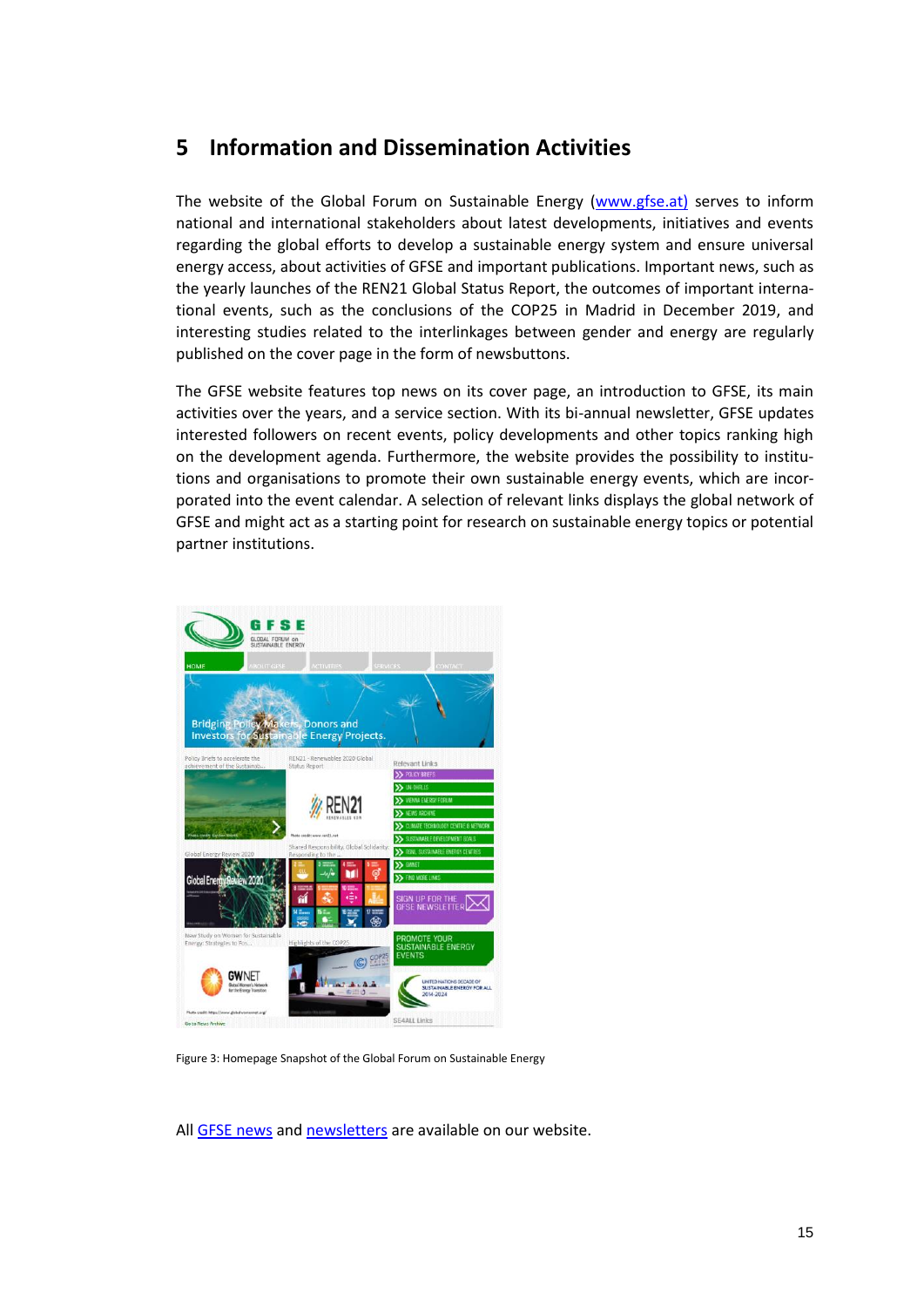## 5 Information and Dissemination Activities

The website of the Global Forum on Sustainable Energy (www.gfse.at) serves to inform national and international stakeholders about latest developments, initiatives and events regarding the global efforts to develop a sustainable energy system and ensure universal energy access, about activities of GFSE and important publications. Important news, such as the yearly launches of the REN21 Global Status Report, the outcomes of important international events, such as the conclusions of the COP25 in Madrid in December 2019, and interesting studies related to the interlinkages between gender and energy are regularly published on the cover page in the form of newsbuttons.

The GFSE website features top news on its cover page, an introduction to GFSE, its main activities over the years, and a service section. With its bi-annual newsletter, GFSE updates interested followers on recent events, policy developments and other topics ranking high on the development agenda. Furthermore, the website provides the possibility to institutions and organisations to promote their own sustainable energy events, which are incorporated into the event calendar. A selection of relevant links displays the global network of GFSE and might act as a starting point for research on sustainable energy topics or potential partner institutions.

Figure 3: Homepage Snapshot of the Global Forum on Sustainable Energy

All GFSE news and newsletters are available on our website.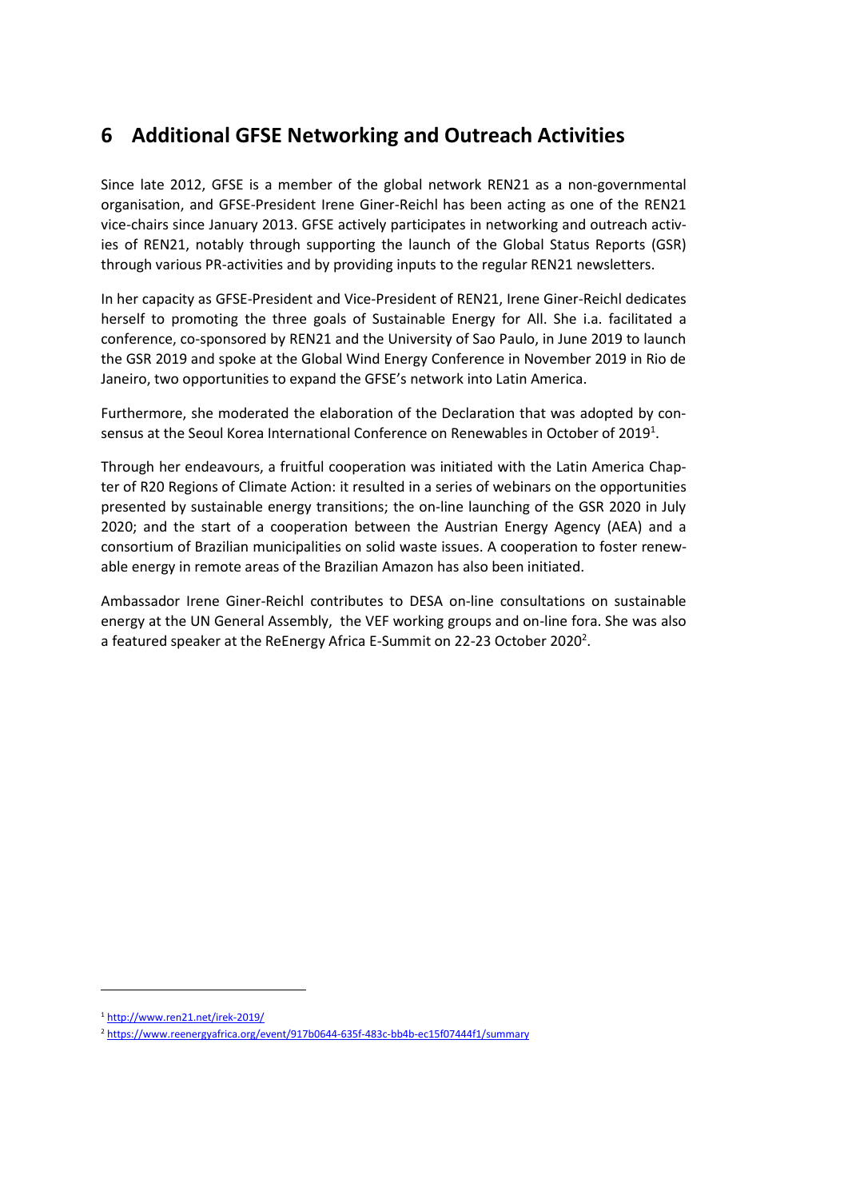## 6 Additional GFSE Networking and Outreach Activities

Since late 2012, GFSE is a member of the global network REN21 as a non-governmental organisation, and GFSE-President Irene Giner-Reichl has been acting as one of the REN21 vice-chairs since January 2013. GFSE actively participates in networking and outreach activies of REN21, notably through supporting the launch of the Global Status Reports (GSR) through various PR-activities and by providing inputs to the regular REN21 newsletters.

In her capacity as GFSE-President and Vice-President of REN21, Irene Giner-Reichl dedicates herself to promoting the three goals of Sustainable Energy for All. She i.a. facilitated a conference, co-sponsored by REN21 and the University of Sao Paulo, in June 2019 to launch the GSR 2019 and spoke at the Global Wind Energy Conference in November 2019 in Rio de Janeiro, two opportunities to expand the GFSE's network into Latin America.

Furthermore, she moderated the elaboration of the Declaration that was adopted by consensus at the Seoul Korea International Conference on Renewables in October of 2019[1].

Through her endeavours, a fruitful cooperation was initiated with the Latin America Chapter of R20 Regions of Climate Action: it resulted in a series of webinars on the opportunities presented by sustainable energy transitions; the on-line launching of the GSR 2020 in July 2020; and the start of a cooperation between the Austrian Energy Agency (AEA) and a consortium of Brazilian municipalities on solid waste issues. A cooperation to foster renewable energy in remote areas of the Brazilian Amazon has also been initiated.

Ambassador Irene Giner-Reichl contributes to DESA on-line consultations on sustainable energy at the UN General Assembly, the VEF working groups and on-line fora. She was also a featured speaker at the ReEnergy Africa E-Summit on 22-23 October 2020[2].

---

[1] http://www.ren21.net/irek-2019/

[2] https://www.reenergyafrica.org/event/917b0644-635f-483c-bb4b-ec15f07444f1/summary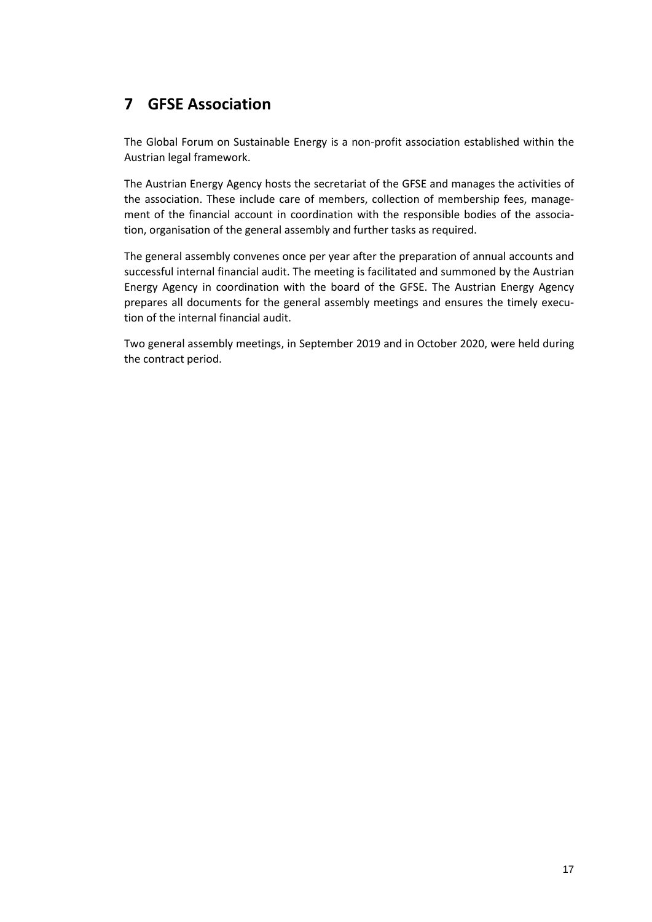# 7 GFSE Association

The Global Forum on Sustainable Energy is a non-profit association established within the Austrian legal framework.

The Austrian Energy Agency hosts the secretariat of the GFSE and manages the activities of the association. These include care of members, collection of membership fees, management of the financial account in coordination with the responsible bodies of the association, organisation of the general assembly and further tasks as required.

The general assembly convenes once per year after the preparation of annual accounts and successful internal financial audit. The meeting is facilitated and summoned by the Austrian Energy Agency in coordination with the board of the GFSE. The Austrian Energy Agency prepares all documents for the general assembly meetings and ensures the timely execution of the internal financial audit.

Two general assembly meetings, in September 2019 and in October 2020, were held during the contract period.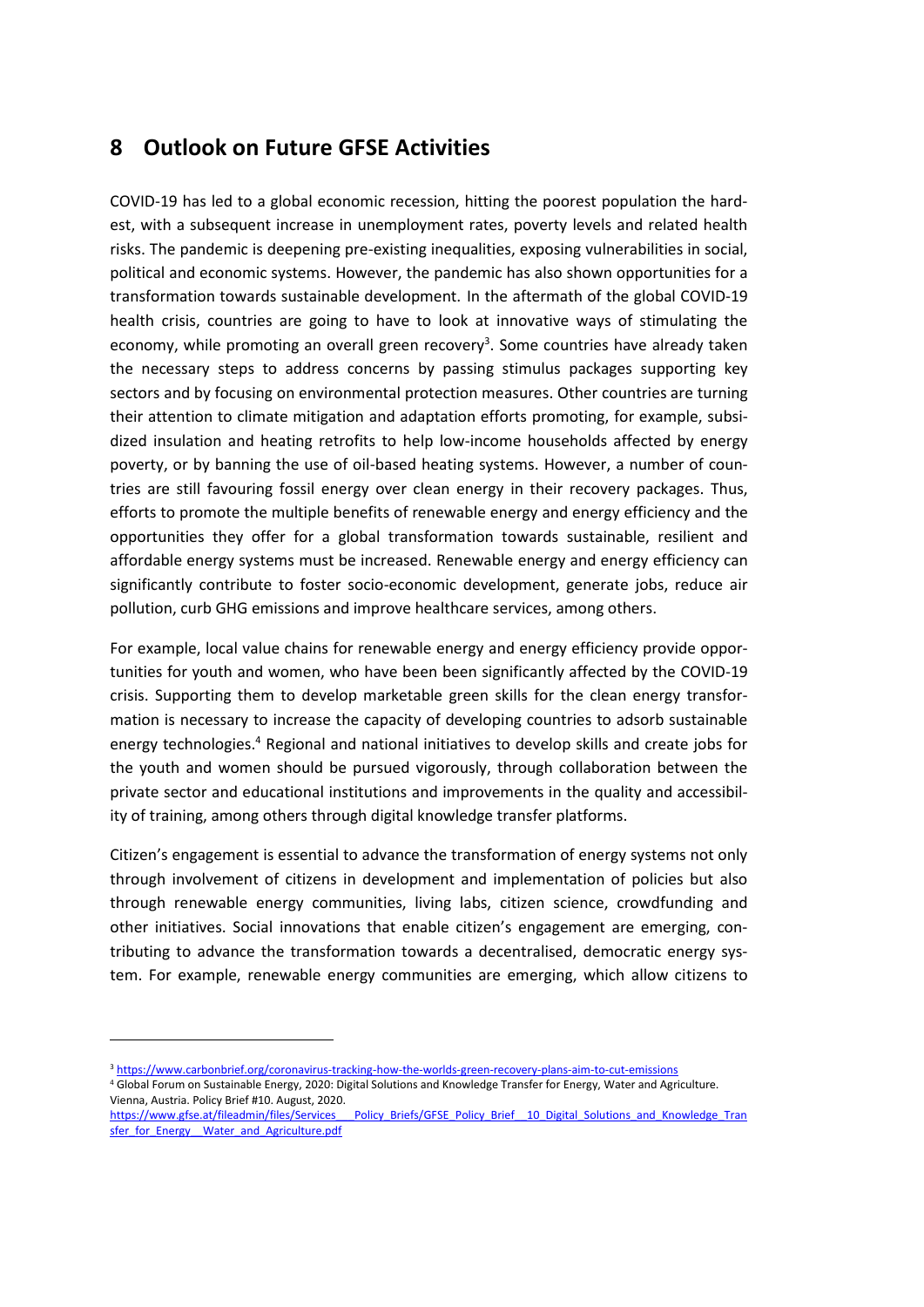# 8 Outlook on Future GFSE Activities

COVID-19 has led to a global economic recession, hitting the poorest population the hardest, with a subsequent increase in unemployment rates, poverty levels and related health risks. The pandemic is deepening pre-existing inequalities, exposing vulnerabilities in social, political and economic systems. However, the pandemic has also shown opportunities for a transformation towards sustainable development. In the aftermath of the global COVID-19 health crisis, countries are going to have to look at innovative ways of stimulating the economy, while promoting an overall green recovery[3]. Some countries have already taken the necessary steps to address concerns by passing stimulus packages supporting key sectors and by focusing on environmental protection measures. Other countries are turning their attention to climate mitigation and adaptation efforts promoting, for example, subsidized insulation and heating retrofits to help low-income households affected by energy poverty, or by banning the use of oil-based heating systems. However, a number of countries are still favouring fossil energy over clean energy in their recovery packages. Thus, efforts to promote the multiple benefits of renewable energy and energy efficiency and the opportunities they offer for a global transformation towards sustainable, resilient and affordable energy systems must be increased. Renewable energy and energy efficiency can significantly contribute to foster socio-economic development, generate jobs, reduce air pollution, curb GHG emissions and improve healthcare services, among others.

For example, local value chains for renewable energy and energy efficiency provide opportunities for youth and women, who have been been significantly affected by the COVID-19 crisis. Supporting them to develop marketable green skills for the clean energy transformation is necessary to increase the capacity of developing countries to adsorb sustainable energy technologies.[4] Regional and national initiatives to develop skills and create jobs for the youth and women should be pursued vigorously, through collaboration between the private sector and educational institutions and improvements in the quality and accessibility of training, among others through digital knowledge transfer platforms.

Citizen's engagement is essential to advance the transformation of energy systems not only through involvement of citizens in development and implementation of policies but also through renewable energy communities, living labs, citizen science, crowdfunding and other initiatives. Social innovations that enable citizen's engagement are emerging, contributing to advance the transformation towards a decentralised, democratic energy system. For example, renewable energy communities are emerging, which allow citizens to

---

[3] https://www.carbonbrief.org/coronavirus-tracking-how-the-worlds-green-recovery-plans-aim-to-cut-emissions

[4] Global Forum on Sustainable Energy, 2020: Digital Solutions and Knowledge Transfer for Energy, Water and Agriculture. Vienna, Austria. Policy Brief #10. August, 2020. https://www.gfse.at/fileadmin/files/Services___Policy_Briefs/GFSE_Policy_Brief__10_Digital_Solutions_and_Knowledge_Transfer_for_Energy__Water_and_Agriculture.pdf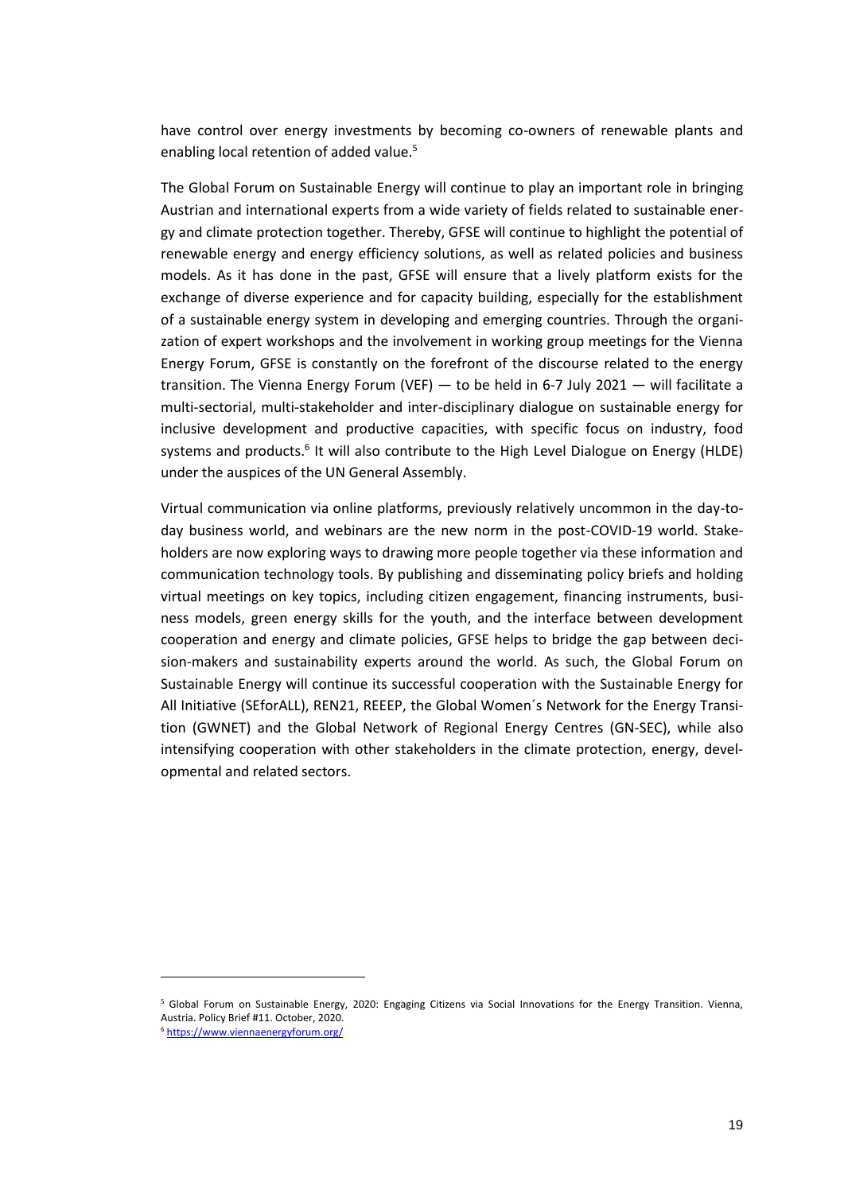have control over energy investments by becoming co-owners of renewable plants and enabling local retention of added value.[5]

The Global Forum on Sustainable Energy will continue to play an important role in bringing Austrian and international experts from a wide variety of fields related to sustainable energy and climate protection together. Thereby, GFSE will continue to highlight the potential of renewable energy and energy efficiency solutions, as well as related policies and business models. As it has done in the past, GFSE will ensure that a lively platform exists for the exchange of diverse experience and for capacity building, especially for the establishment of a sustainable energy system in developing and emerging countries. Through the organization of expert workshops and the involvement in working group meetings for the Vienna Energy Forum, GFSE is constantly on the forefront of the discourse related to the energy transition. The Vienna Energy Forum (VEF) — to be held in 6-7 July 2021 — will facilitate a multi-sectorial, multi-stakeholder and inter-disciplinary dialogue on sustainable energy for inclusive development and productive capacities, with specific focus on industry, food systems and products.[6] It will also contribute to the High Level Dialogue on Energy (HLDE) under the auspices of the UN General Assembly.

Virtual communication via online platforms, previously relatively uncommon in the day-to-day business world, and webinars are the new norm in the post-COVID-19 world. Stakeholders are now exploring ways to drawing more people together via these information and communication technology tools. By publishing and disseminating policy briefs and holding virtual meetings on key topics, including citizen engagement, financing instruments, business models, green energy skills for the youth, and the interface between development cooperation and energy and climate policies, GFSE helps to bridge the gap between decision-makers and sustainability experts around the world. As such, the Global Forum on Sustainable Energy will continue its successful cooperation with the Sustainable Energy for All Initiative (SEforALL), REN21, REEEP, the Global Women´s Network for the Energy Transition (GWNET) and the Global Network of Regional Energy Centres (GN-SEC), while also intensifying cooperation with other stakeholders in the climate protection, energy, developmental and related sectors.

---

[5] Global Forum on Sustainable Energy, 2020: Engaging Citizens via Social Innovations for the Energy Transition. Vienna, Austria. Policy Brief #11. October, 2020.

[6] https://www.viennaenergyforum.org/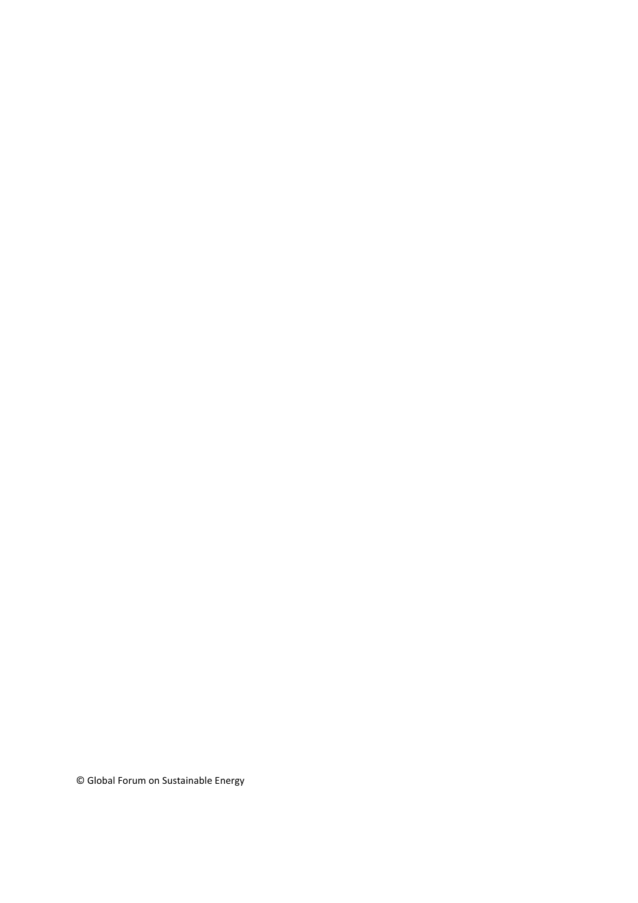© Global Forum on Sustainable Energy